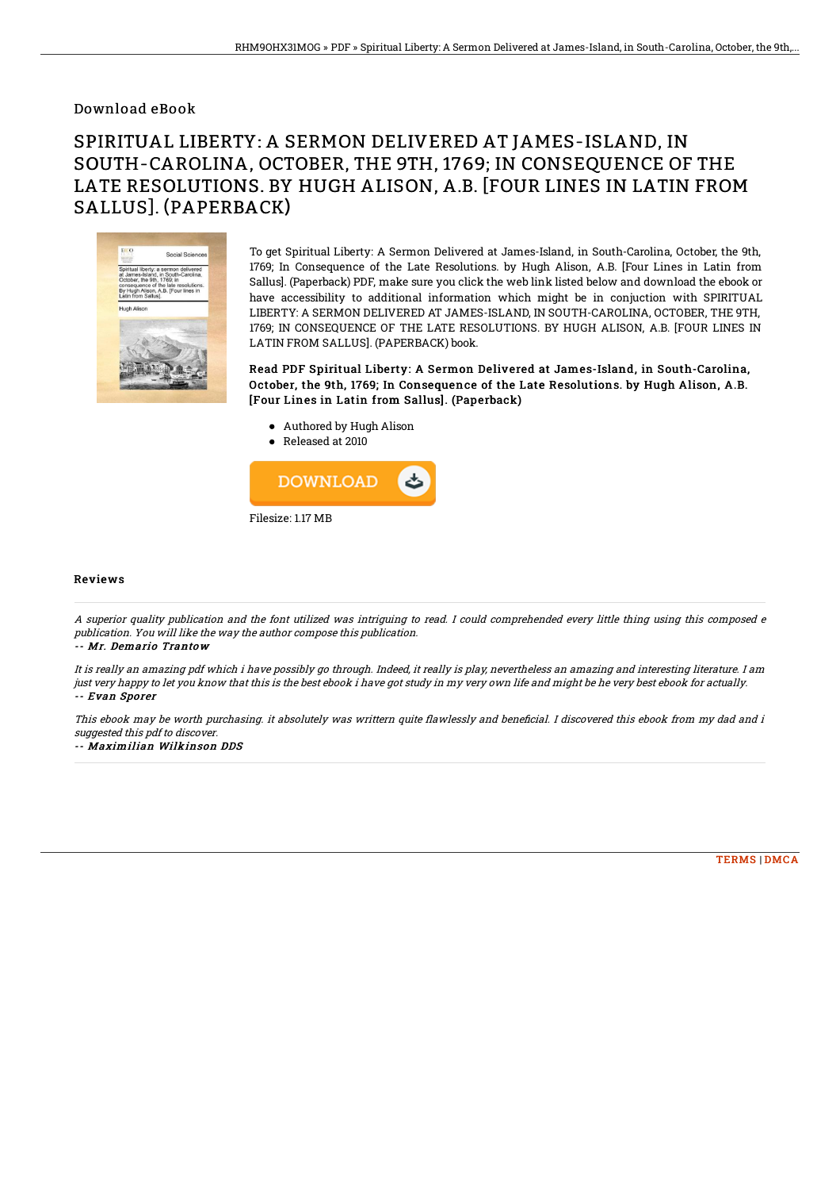Download eBook

# SPIRITUAL LIBERTY: A SERMON DELIVERED AT JAMES-ISLAND, IN SOUTH-CAROLINA, OCTOBER, THE 9TH, 1769; IN CONSEQUENCE OF THE LATE RESOLUTIONS. BY HUGH ALISON, A.B. [FOUR LINES IN LATIN FROM SALLUS]. (PAPERBACK)

To get Spiritual Liberty: A Sermon Delivered at James-Island, in South-Carolina, October, the 9th, 1769; In Consequence of the Late Resolutions. by Hugh Alison, A.B. [Four Lines in Latin from Sallus]. (Paperback) PDF, make sure you click the web link listed below and download the ebook or have accessibility to additional information which might be in conjuction with SPIRITUAL LIBERTY: A SERMON DELIVERED AT JAMES-ISLAND, IN SOUTH-CAROLINA, OCTOBER, THE 9TH, 1769; IN CONSEQUENCE OF THE LATE RESOLUTIONS. BY HUGH ALISON, A.B. [FOUR LINES IN LATIN FROM SALLUS]. (PAPERBACK) book.

**Read PDF Spiritual Liberty: A Sermon Delivered at James-Island, in South-Carolina, October, the 9th, 1769; In Consequence of the Late Resolutions. by Hugh Alison, A.B. [Four Lines in Latin from Sallus]. (Paperback)**

- Authored by Hugh Alison
- Released at 2010

Filesize: 1.17 MB

## Reviews

*A superior quality publication and the font utilized was intriguing to read. I could comprehended every little thing using this composed e publication. You will like the way the author compose this publication.*

*-- Mr. Demario Trantow*

*It is really an amazing pdf which i have possibly go through. Indeed, it really is play, nevertheless an amazing and interesting literature. I am just very happy to let you know that this is the best ebook i have got study in my very own life and might be he very best ebook for actually.*

*-- Evan Sporer*

*This ebook may be worth purchasing. it absolutely was writtern quite flawlessly and beneficial. I discovered this ebook from my dad and i suggested this pdf to discover.*

*-- Maximilian Wilkinson DDS*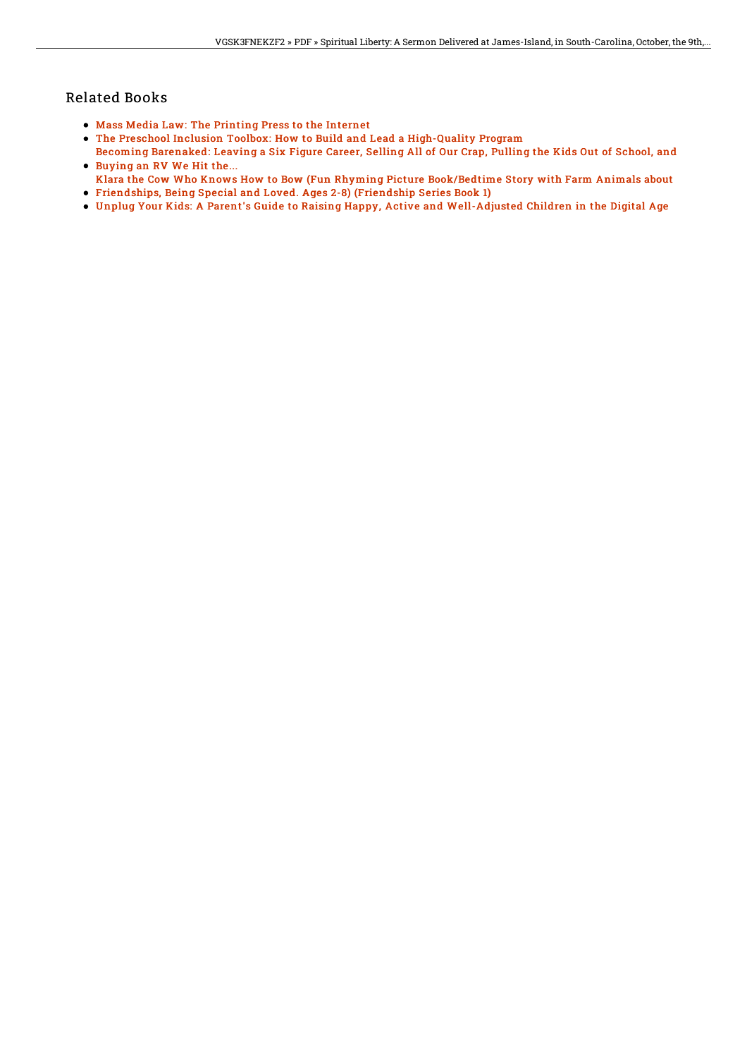## Related Books

- Mass Media Law: The Printing Press to the Internet
- The Preschool Inclusion Toolbox: How to Build and Lead a High-Quality Program
- Becoming Barenaked: Leaving a Six Figure Career, Selling All of Our Crap, Pulling the Kids Out of School, and Buying an RV We Hit the...
- Klara the Cow Who Knows How to Bow (Fun Rhyming Picture Book/Bedtime Story with Farm Animals about Friendships, Being Special and Loved. Ages 2-8) (Friendship Series Book 1)
- Unplug Your Kids: A Parent's Guide to Raising Happy, Active and Well-Adjusted Children in the Digital Age